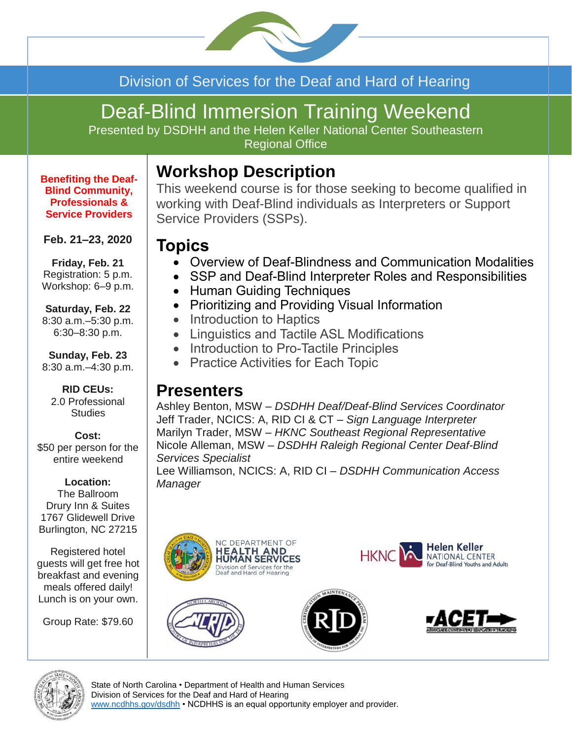Division of Services for the Deaf and Hard of Hearing

# Deaf-Blind Immersion Training Weekend

Presented by DSDHH and the Helen Keller National Center Southeastern Regional Office

**Benefiting the Deaf-Blind Community, Professionals & Service Providers**

**Feb. 21–23, 2020**

**Friday, Feb. 21**
Registration: 5 p.m.
Workshop: 6–9 p.m.

**Saturday, Feb. 22**
8:30 a.m.–5:30 p.m.
6:30–8:30 p.m.

**Sunday, Feb. 23**
8:30 a.m.–4:30 p.m.

**RID CEUs:**
2.0 Professional Studies

**Cost:**
$50 per person for the entire weekend

**Location:**
The Ballroom
Drury Inn & Suites
1767 Glidewell Drive
Burlington, NC 27215

Registered hotel guests will get free hot breakfast and evening meals offered daily! Lunch is on your own.

Group Rate: $79.60

## Workshop Description

This weekend course is for those seeking to become qualified in working with Deaf-Blind individuals as Interpreters or Support Service Providers (SSPs).

## Topics

- Overview of Deaf-Blindness and Communication Modalities
- SSP and Deaf-Blind Interpreter Roles and Responsibilities
- Human Guiding Techniques
- Prioritizing and Providing Visual Information
- Introduction to Haptics
- Linguistics and Tactile ASL Modifications
- Introduction to Pro-Tactile Principles
- Practice Activities for Each Topic

## Presenters

Ashley Benton, MSW – *DSDHH Deaf/Deaf-Blind Services Coordinator*
Jeff Trader, NCICS: A, RID CI & CT – *Sign Language Interpreter*
Marilyn Trader, MSW – *HKNC Southeast Regional Representative*
Nicole Alleman, MSW – *DSDHH Raleigh Regional Center Deaf-Blind Services Specialist*
Lee Williamson, NCICS: A, RID CI – *DSDHH Communication Access Manager*

NC DEPARTMENT OF HEALTH AND HUMAN SERVICES Division of Services for the Deaf and Hard of Hearing

HKNC Helen Keller NATIONAL CENTER for Deaf-Blind Youths and Adults

State of North Carolina • Department of Health and Human Services
Division of Services for the Deaf and Hard of Hearing
www.ncdhhs.gov/dsdhh • NCDHHS is an equal opportunity employer and provider.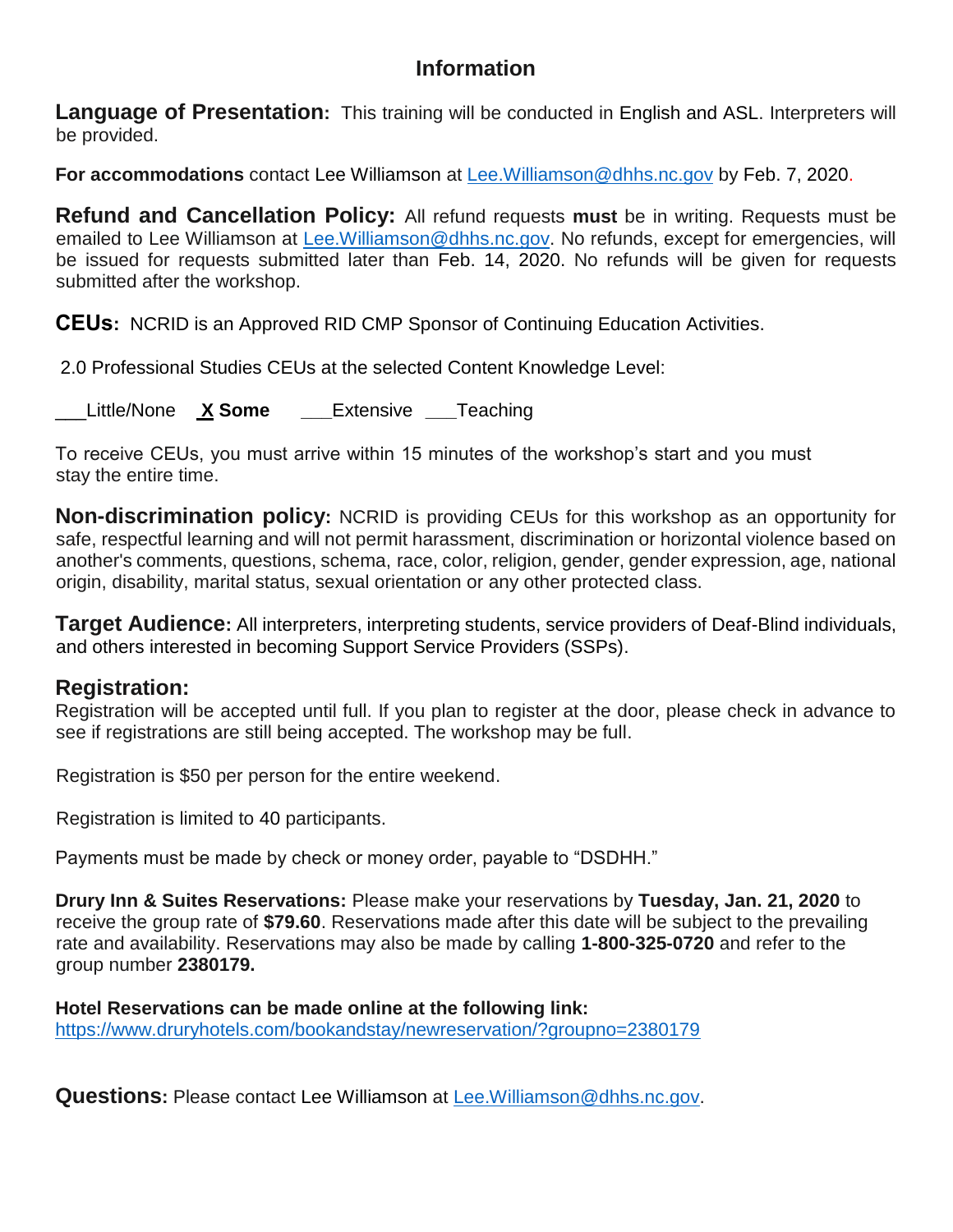# Information

**Language of Presentation:** This training will be conducted in English and ASL. Interpreters will be provided.

**For accommodations** contact Lee Williamson at Lee.Williamson@dhhs.nc.gov by Feb. 7, 2020.

**Refund and Cancellation Policy:** All refund requests **must** be in writing. Requests must be emailed to Lee Williamson at Lee.Williamson@dhhs.nc.gov. No refunds, except for emergencies, will be issued for requests submitted later than Feb. 14, 2020. No refunds will be given for requests submitted after the workshop.

**CEUs:** NCRID is an Approved RID CMP Sponsor of Continuing Education Activities.

2.0 Professional Studies CEUs at the selected Content Knowledge Level:

___Little/None **X Some** ___Extensive ___Teaching

To receive CEUs, you must arrive within 15 minutes of the workshop's start and you must stay the entire time.

**Non-discrimination policy:** NCRID is providing CEUs for this workshop as an opportunity for safe, respectful learning and will not permit harassment, discrimination or horizontal violence based on another's comments, questions, schema, race, color, religion, gender, gender expression, age, national origin, disability, marital status, sexual orientation or any other protected class.

**Target Audience:** All interpreters, interpreting students, service providers of Deaf-Blind individuals, and others interested in becoming Support Service Providers (SSPs).

## Registration:

Registration will be accepted until full. If you plan to register at the door, please check in advance to see if registrations are still being accepted. The workshop may be full.

Registration is $50 per person for the entire weekend.

Registration is limited to 40 participants.

Payments must be made by check or money order, payable to "DSDHH."

**Drury Inn & Suites Reservations:** Please make your reservations by **Tuesday, Jan. 21, 2020** to receive the group rate of **$79.60**. Reservations made after this date will be subject to the prevailing rate and availability. Reservations may also be made by calling **1-800-325-0720** and refer to the group number **2380179.**

**Hotel Reservations can be made online at the following link:**
https://www.druryhotels.com/bookandstay/newreservation/?groupno=2380179

**Questions:** Please contact Lee Williamson at Lee.Williamson@dhhs.nc.gov.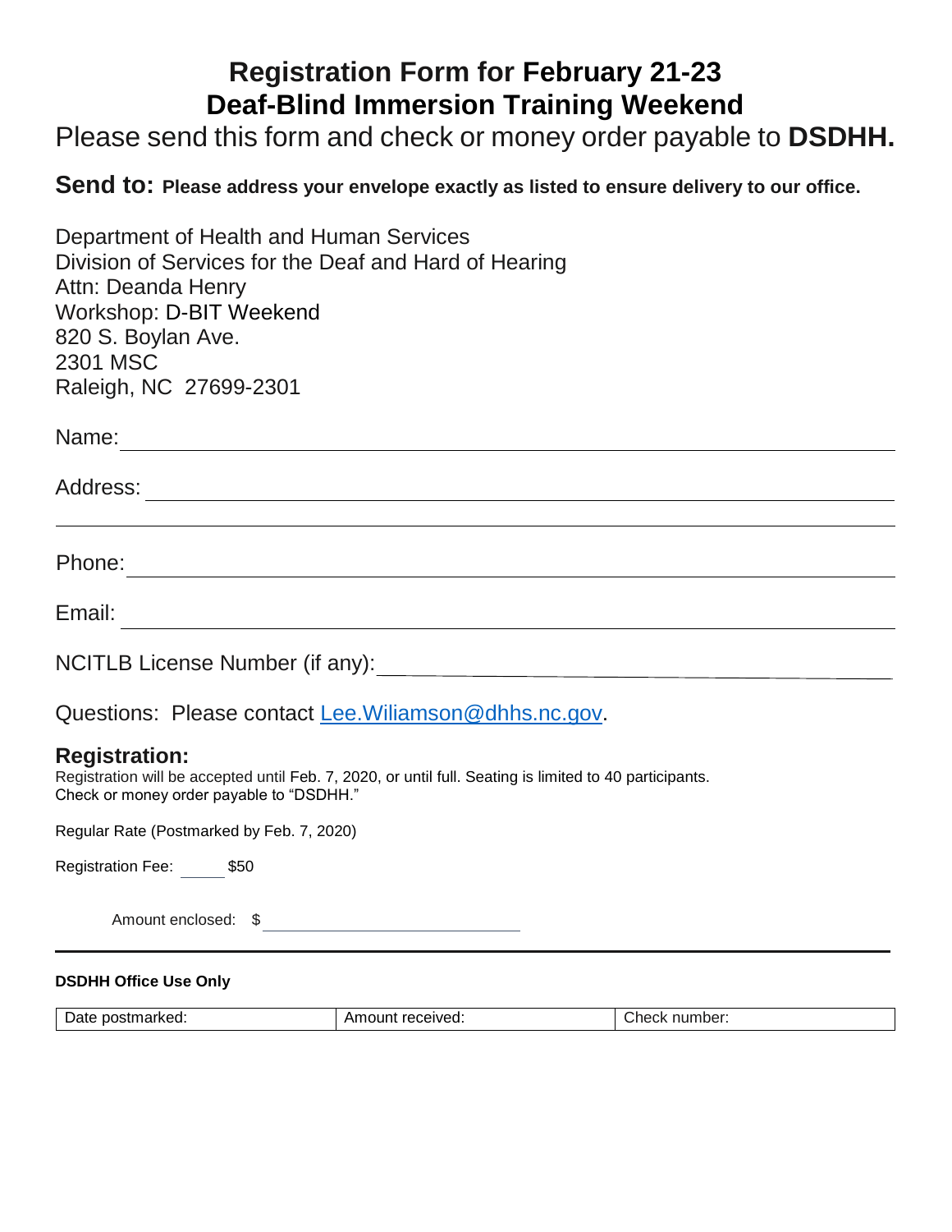# Registration Form for February 21-23 Deaf-Blind Immersion Training Weekend

Please send this form and check or money order payable to **DSDHH.**

**Send to:** **Please address your envelope exactly as listed to ensure delivery to our office.**

Department of Health and Human Services
Division of Services for the Deaf and Hard of Hearing
Attn: Deanda Henry
Workshop: D-BIT Weekend
820 S. Boylan Ave.
2301 MSC
Raleigh, NC 27699-2301

Name: ____________________________________________

Address: __________________________________________

__________________________________________________

Phone: ___________________________________________

Email: ____________________________________________

NCITLB License Number (if any): ____________________

Questions: Please contact Lee.Wiliamson@dhhs.nc.gov.

## Registration:

Registration will be accepted until Feb. 7, 2020, or until full. Seating is limited to 40 participants.
Check or money order payable to "DSDHH."

Regular Rate (Postmarked by Feb. 7, 2020)

Registration Fee: _____ $50

Amount enclosed: $ ______________________

---

**DSDHH Office Use Only**

| Date postmarked: | Amount received: | Check number: |
|---|---|---|